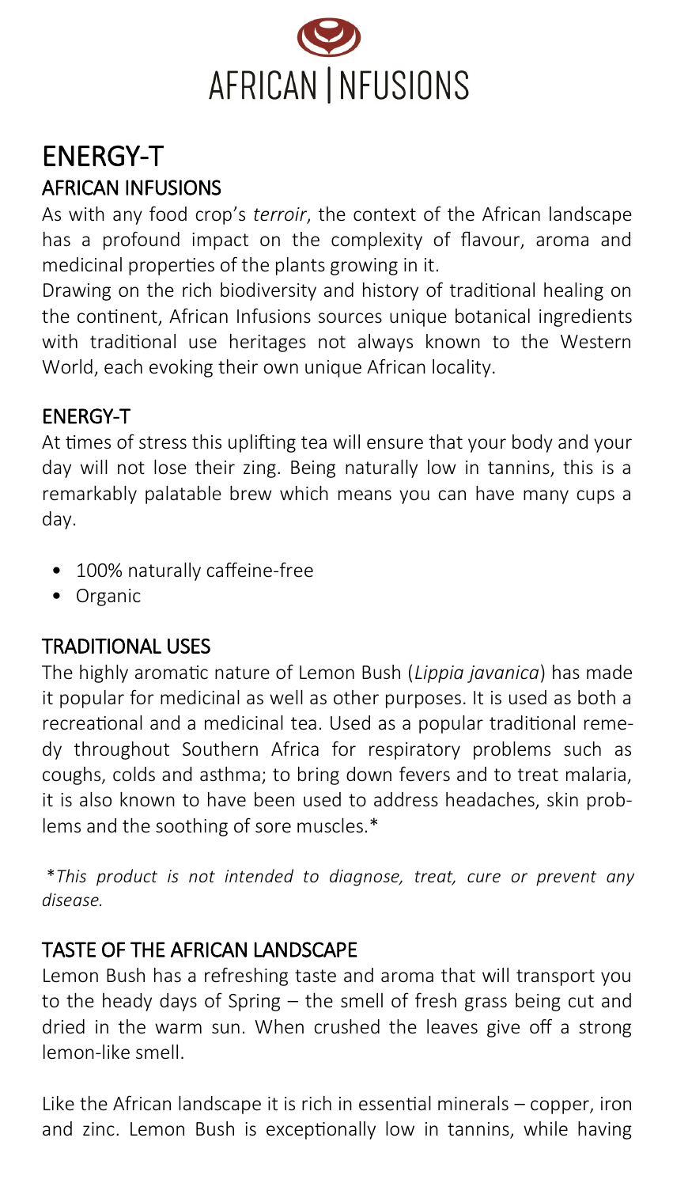AFRICAN | NFUSIONS

# ENERGY-T

## AFRICAN INFUSIONS

As with any food crop's *terroir*, the context of the African landscape has a profound impact on the complexity of flavour, aroma and medicinal properties of the plants growing in it.

Drawing on the rich biodiversity and history of traditional healing on the continent, African Infusions sources unique botanical ingredients with traditional use heritages not always known to the Western World, each evoking their own unique African locality.

## ENERGY-T

At times of stress this uplifting tea will ensure that your body and your day will not lose their zing. Being naturally low in tannins, this is a remarkably palatable brew which means you can have many cups a day.

- 100% naturally caffeine-free
- Organic

## TRADITIONAL USES

The highly aromatic nature of Lemon Bush (*Lippia javanica*) has made it popular for medicinal as well as other purposes. It is used as both a recreational and a medicinal tea. Used as a popular traditional remedy throughout Southern Africa for respiratory problems such as coughs, colds and asthma; to bring down fevers and to treat malaria, it is also known to have been used to address headaches, skin problems and the soothing of sore muscles.*

*\*This product is not intended to diagnose, treat, cure or prevent any disease.*

## TASTE OF THE AFRICAN LANDSCAPE

Lemon Bush has a refreshing taste and aroma that will transport you to the heady days of Spring – the smell of fresh grass being cut and dried in the warm sun. When crushed the leaves give off a strong lemon-like smell.

Like the African landscape it is rich in essential minerals – copper, iron and zinc. Lemon Bush is exceptionally low in tannins, while having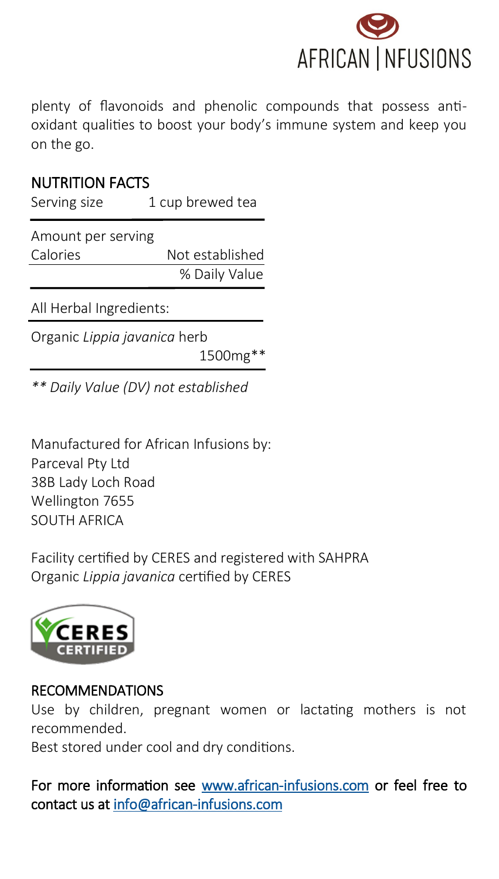plenty of flavonoids and phenolic compounds that possess anti-oxidant qualities to boost your body's immune system and keep you on the go.

## NUTRITION FACTS

| Serving size | 1 cup brewed tea |
|---|---|
| Amount per serving | |
| Calories | Not established |
| | % Daily Value |
| All Herbal Ingredients: | |
| Organic *Lippia javanica* herb | 1500mg** |

*** Daily Value (DV) not established*

Manufactured for African Infusions by:
Parceval Pty Ltd
38B Lady Loch Road
Wellington 7655
SOUTH AFRICA

Facility certified by CERES and registered with SAHPRA
Organic *Lippia javanica* certified by CERES

## RECOMMENDATIONS

Use by children, pregnant women or lactating mothers is not recommended.
Best stored under cool and dry conditions.

**For more information see [www.african-infusions.com](www.african-infusions.com) or feel free to contact us at [info@african-infusions.com](mailto:info@african-infusions.com)**